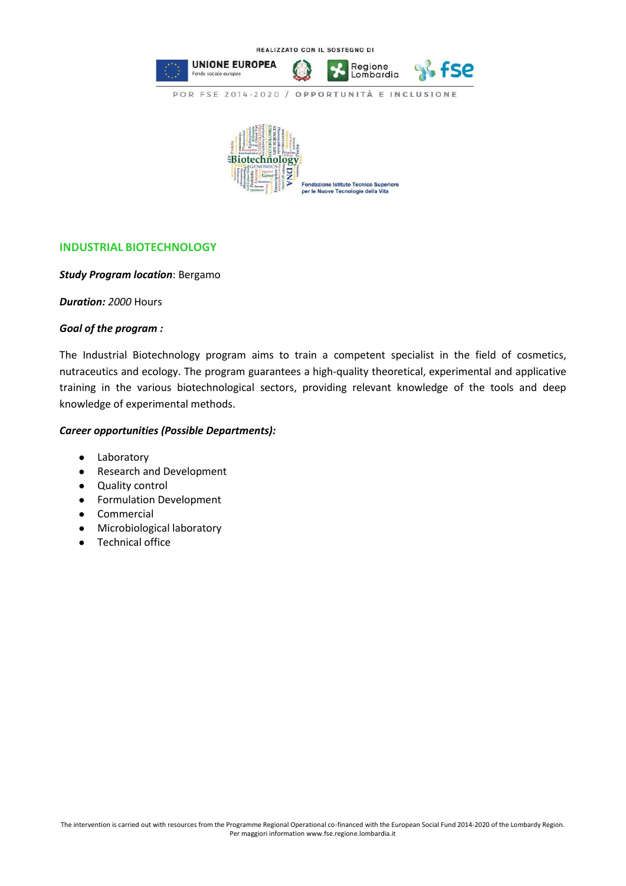REALIZZATO CON IL SOSTEGNO DI

UNIONE EUROPEA
Fondo sociale europeo

Regione Lombardia

fse

POR FSE 2014-2020 / OPPORTUNITÀ E INCLUSIONE

Fondazione Istituto Tecnico Superiore per le Nuove Tecnologie della Vita

## INDUSTRIAL BIOTECHNOLOGY

***Study Program location***: Bergamo

***Duration:*** *2000* Hours

***Goal of the program :***

The Industrial Biotechnology program aims to train a competent specialist in the field of cosmetics, nutraceutics and ecology. The program guarantees a high-quality theoretical, experimental and applicative training in the various biotechnological sectors, providing relevant knowledge of the tools and deep knowledge of experimental methods.

***Career opportunities (Possible Departments):***

- Laboratory
- Research and Development
- Quality control
- Formulation Development
- Commercial
- Microbiological laboratory
- Technical office

The intervention is carried out with resources from the Programme Regional Operational co-financed with the European Social Fund 2014-2020 of the Lombardy Region.
Per maggiori information www.fse.regione.lombardia.it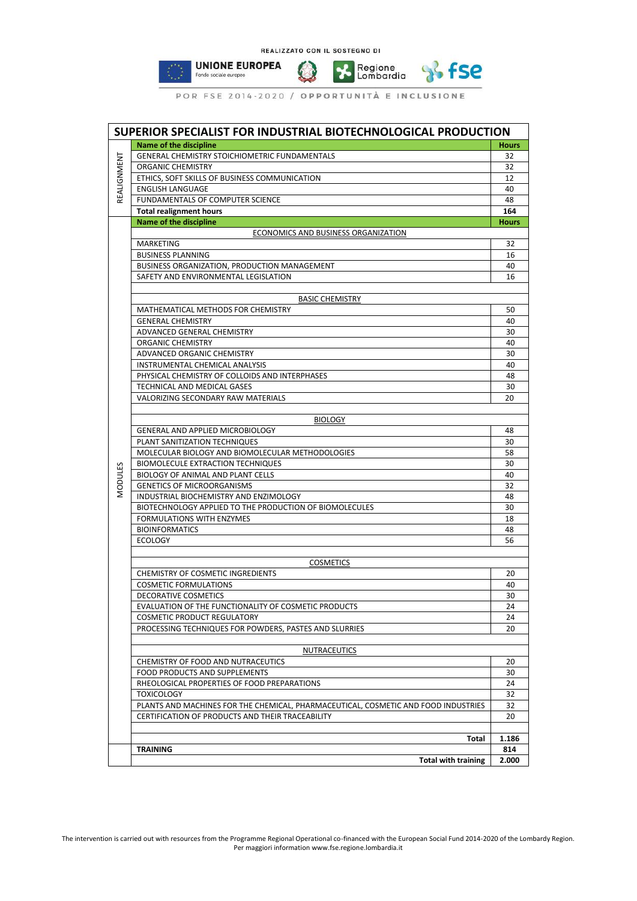REALIZZATO CON IL SOSTEGNO DI

UNIONE EUROPEA
Fondo sociale europeo

Regione Lombardia

fse

POR FSE 2014-2020 / OPPORTUNITÀ E INCLUSIONE

# SUPERIOR SPECIALIST FOR INDUSTRIAL BIOTECHNOLOGICAL PRODUCTION

| | Name of the discipline | Hours |
|---|---|---|
| REALIGNMENT | GENERAL CHEMISTRY STOICHIOMETRIC FUNDAMENTALS | 32 |
| | ORGANIC CHEMISTRY | 32 |
| | ETHICS, SOFT SKILLS OF BUSINESS COMMUNICATION | 12 |
| | ENGLISH LANGUAGE | 40 |
| | FUNDAMENTALS OF COMPUTER SCIENCE | 48 |
| | **Total realignment hours** | **164** |
| MODULES | **Name of the discipline** | **Hours** |
| | ECONOMICS AND BUSINESS ORGANIZATION | |
| | MARKETING | 32 |
| | BUSINESS PLANNING | 16 |
| | BUSINESS ORGANIZATION, PRODUCTION MANAGEMENT | 40 |
| | SAFETY AND ENVIRONMENTAL LEGISLATION | 16 |
| | | |
| | BASIC CHEMISTRY | |
| | MATHEMATICAL METHODS FOR CHEMISTRY | 50 |
| | GENERAL CHEMISTRY | 40 |
| | ADVANCED GENERAL CHEMISTRY | 30 |
| | ORGANIC CHEMISTRY | 40 |
| | ADVANCED ORGANIC CHEMISTRY | 30 |
| | INSTRUMENTAL CHEMICAL ANALYSIS | 40 |
| | PHYSICAL CHEMISTRY OF COLLOIDS AND INTERPHASES | 48 |
| | TECHNICAL AND MEDICAL GASES | 30 |
| | VALORIZING SECONDARY RAW MATERIALS | 20 |
| | | |
| | BIOLOGY | |
| | GENERAL AND APPLIED MICROBIOLOGY | 48 |
| | PLANT SANITIZATION TECHNIQUES | 30 |
| | MOLECULAR BIOLOGY AND BIOMOLECULAR METHODOLOGIES | 58 |
| | BIOMOLECULE EXTRACTION TECHNIQUES | 30 |
| | BIOLOGY OF ANIMAL AND PLANT CELLS | 40 |
| | GENETICS OF MICROORGANISMS | 32 |
| | INDUSTRIAL BIOCHEMISTRY AND ENZIMOLOGY | 48 |
| | BIOTECHNOLOGY APPLIED TO THE PRODUCTION OF BIOMOLECULES | 30 |
| | FORMULATIONS WITH ENZYMES | 18 |
| | BIOINFORMATICS | 48 |
| | ECOLOGY | 56 |
| | | |
| | COSMETICS | |
| | CHEMISTRY OF COSMETIC INGREDIENTS | 20 |
| | COSMETIC FORMULATIONS | 40 |
| | DECORATIVE COSMETICS | 30 |
| | EVALUATION OF THE FUNCTIONALITY OF COSMETIC PRODUCTS | 24 |
| | COSMETIC PRODUCT REGULATORY | 24 |
| | PROCESSING TECHNIQUES FOR POWDERS, PASTES AND SLURRIES | 20 |
| | | |
| | NUTRACEUTICS | |
| | CHEMISTRY OF FOOD AND NUTRACEUTICS | 20 |
| | FOOD PRODUCTS AND SUPPLEMENTS | 30 |
| | RHEOLOGICAL PROPERTIES OF FOOD PREPARATIONS | 24 |
| | TOXICOLOGY | 32 |
| | PLANTS AND MACHINES FOR THE CHEMICAL, PHARMACEUTICAL, COSMETIC AND FOOD INDUSTRIES | 32 |
| | CERTIFICATION OF PRODUCTS AND THEIR TRACEABILITY | 20 |
| | | |
| | **Total** | **1.186** |
| | **TRAINING** | **814** |
| | **Total with training** | **2.000** |

The intervention is carried out with resources from the Programme Regional Operational co-financed with the European Social Fund 2014-2020 of the Lombardy Region.
Per maggiori information www.fse.regione.lombardia.it